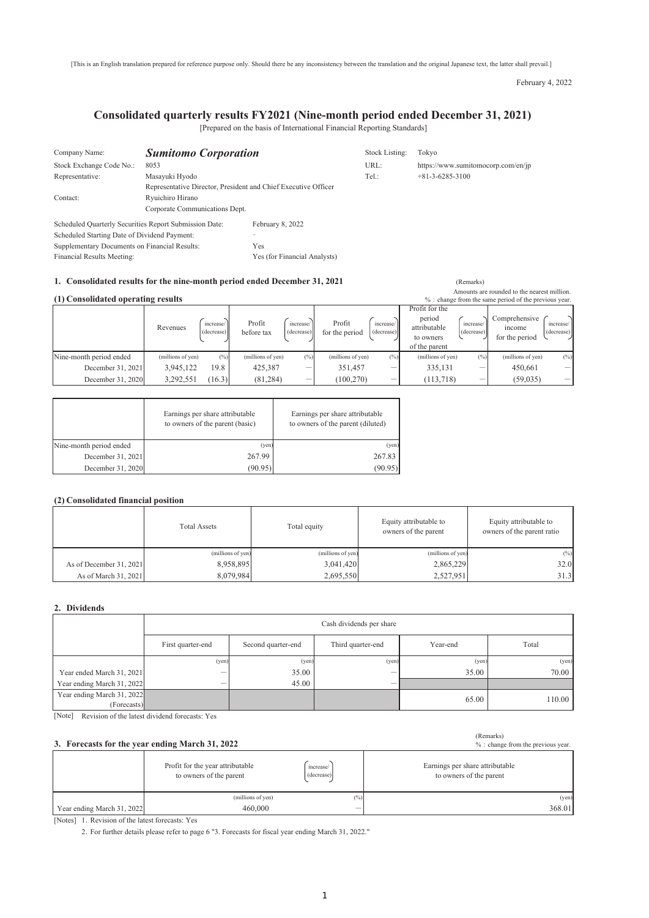[This is an English translation prepared for reference purpose only. Should there be any inconsistency between the translation and the original Japanese text, the latter shall prevail.]

February 4, 2022

# Consolidated quarterly results FY2021 (Nine-month period ended December 31, 2021)

[Prepared on the basis of International Financial Reporting Standards]

| | | | |
|---|---|---|---|
| Company Name: | ***Sumitomo Corporation*** | Stock Listing: | Tokyo |
| Stock Exchange Code No.: | 8053 | URL: | https://www.sumitomocorp.com/en/jp |
| Representative: | Masayuki Hyodo<br>Representative Director, President and Chief Executive Officer | Tel.: | +81-3-6285-3100 |
| Contact: | Ryuichiro Hirano<br>Corporate Communications Dept. | | |

Scheduled Quarterly Securities Report Submission Date: February 8, 2022
Scheduled Starting Date of Dividend Payment: -
Supplementary Documents on Financial Results: Yes
Financial Results Meeting: Yes (for Financial Analysts)

## 1. Consolidated results for the nine-month period ended December 31, 2021

(Remarks)
Amounts are rounded to the nearest million.
% : change from the same period of the previous year.

### (1) Consolidated operating results

| | Revenues | increase/ (decrease) | Profit before tax | increase/ (decrease) | Profit for the period | increase/ (decrease) | Profit for the period attributable to owners of the parent | increase/ (decrease) | Comprehensive income for the period | increase/ (decrease) |
|---|---|---|---|---|---|---|---|---|---|---|
| Nine-month period ended | (millions of yen) | (%) | (millions of yen) | (%) | (millions of yen) | (%) | (millions of yen) | (%) | (millions of yen) | (%) |
| December 31, 2021 | 3,945,122 | 19.8 | 425,387 | ― | 351,457 | ― | 335,131 | ― | 450,661 | ― |
| December 31, 2020 | 3,292,551 | (16.3) | (81,284) | ― | (100,270) | ― | (113,718) | ― | (59,035) | ― |

| | Earnings per share attributable to owners of the parent (basic) | Earnings per share attributable to owners of the parent (diluted) |
|---|---|---|
| Nine-month period ended | (yen) | (yen) |
| December 31, 2021 | 267.99 | 267.83 |
| December 31, 2020 | (90.95) | (90.95) |

### (2) Consolidated financial position

| | Total Assets | Total equity | Equity attributable to owners of the parent | Equity attributable to owners of the parent ratio |
|---|---|---|---|---|
| | (millions of yen) | (millions of yen) | (millions of yen) | (%) |
| As of December 31, 2021 | 8,958,895 | 3,041,420 | 2,865,229 | 32.0 |
| As of March 31, 2021 | 8,079,984 | 2,695,550 | 2,527,951 | 31.3 |

## 2. Dividends

| | Cash dividends per share | | | | |
|---|---|---|---|---|---|
| | First quarter-end | Second quarter-end | Third quarter-end | Year-end | Total |
| | (yen) | (yen) | (yen) | (yen) | (yen) |
| Year ended March 31, 2021 | ― | 35.00 | ― | 35.00 | 70.00 |
| Year ending March 31, 2022 | ― | 45.00 | ― | | |
| Year ending March 31, 2022 (Forecasts) | | | | 65.00 | 110.00 |

[Note] Revision of the latest dividend forecasts: Yes

## 3. Forecasts for the year ending March 31, 2022

(Remarks)
% : change from the previous year.

| | Profit for the year attributable to owners of the parent | increase/ (decrease) | Earnings per share attributable to owners of the parent |
|---|---|---|---|
| | (millions of yen) | (%) | (yen) |
| Year ending March 31, 2022 | 460,000 | ― | 368.01 |

[Notes] 1. Revision of the latest forecasts: Yes

2. For further details please refer to page 6 "3. Forecasts for fiscal year ending March 31, 2022."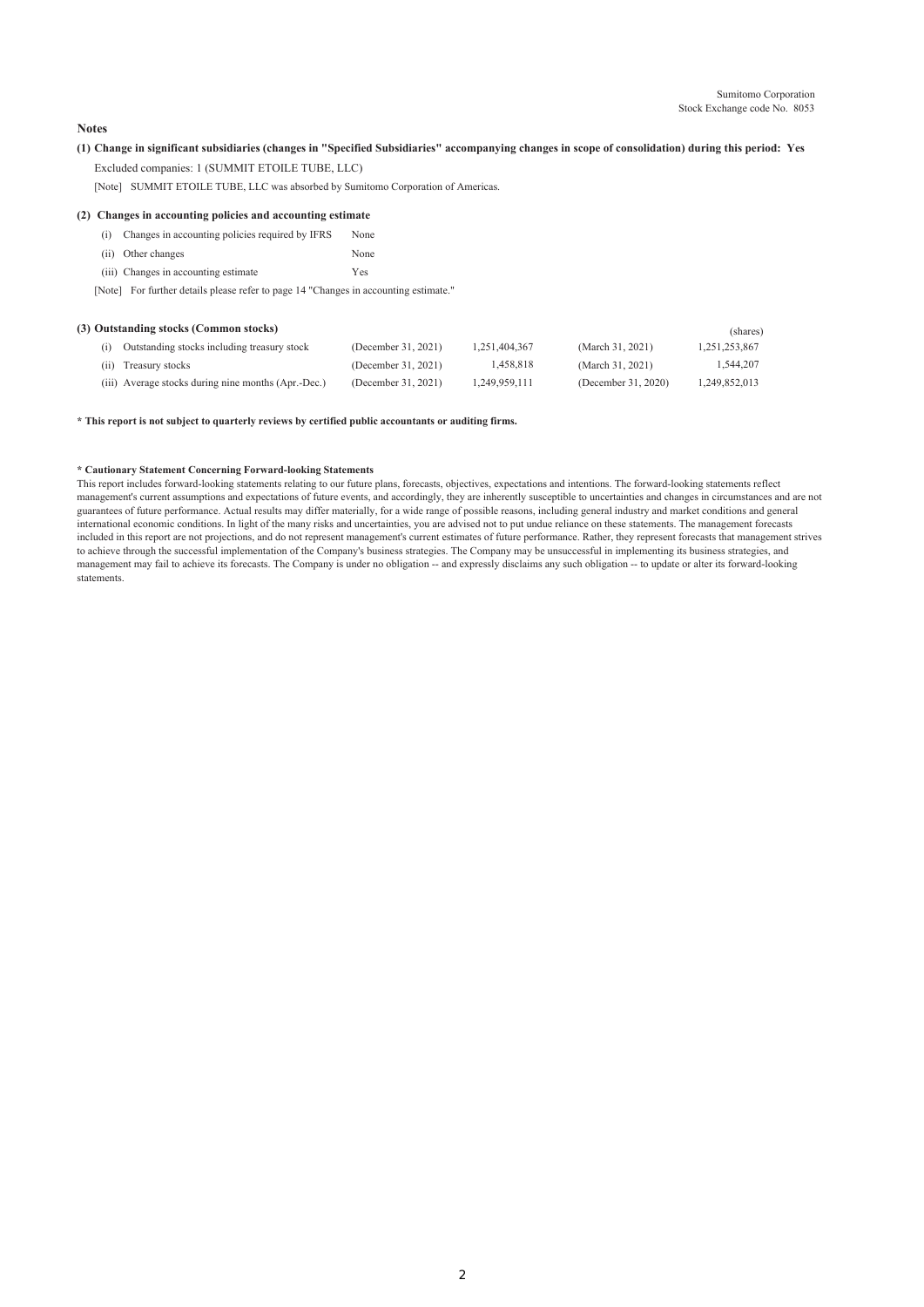Sumitomo Corporation
Stock Exchange code No. 8053

## Notes

**(1) Change in significant subsidiaries (changes in "Specified Subsidiaries" accompanying changes in scope of consolidation) during this period: Yes**

Excluded companies: 1 (SUMMIT ETOILE TUBE, LLC)

[Note] SUMMIT ETOILE TUBE, LLC was absorbed by Sumitomo Corporation of Americas.

**(2) Changes in accounting policies and accounting estimate**

| | | |
|---|---|---|
| (i) | Changes in accounting policies required by IFRS | None |
| (ii) | Other changes | None |
| (iii) | Changes in accounting estimate | Yes |

[Note] For further details please refer to page 14 "Changes in accounting estimate."

**(3) Outstanding stocks (Common stocks)**

(shares)

| | | | | | |
|---|---|---|---|---|---|
| (i) | Outstanding stocks including treasury stock | (December 31, 2021) | 1,251,404,367 | (March 31, 2021) | 1,251,253,867 |
| (ii) | Treasury stocks | (December 31, 2021) | 1,458,818 | (March 31, 2021) | 1,544,207 |
| (iii) | Average stocks during nine months (Apr.-Dec.) | (December 31, 2021) | 1,249,959,111 | (December 31, 2020) | 1,249,852,013 |

**\* This report is not subject to quarterly reviews by certified public accountants or auditing firms.**

**\* Cautionary Statement Concerning Forward-looking Statements**

This report includes forward-looking statements relating to our future plans, forecasts, objectives, expectations and intentions. The forward-looking statements reflect management's current assumptions and expectations of future events, and accordingly, they are inherently susceptible to uncertainties and changes in circumstances and are not guarantees of future performance. Actual results may differ materially, for a wide range of possible reasons, including general industry and market conditions and general international economic conditions. In light of the many risks and uncertainties, you are advised not to put undue reliance on these statements. The management forecasts included in this report are not projections, and do not represent management's current estimates of future performance. Rather, they represent forecasts that management strives to achieve through the successful implementation of the Company's business strategies. The Company may be unsuccessful in implementing its business strategies, and management may fail to achieve its forecasts. The Company is under no obligation -- and expressly disclaims any such obligation -- to update or alter its forward-looking statements.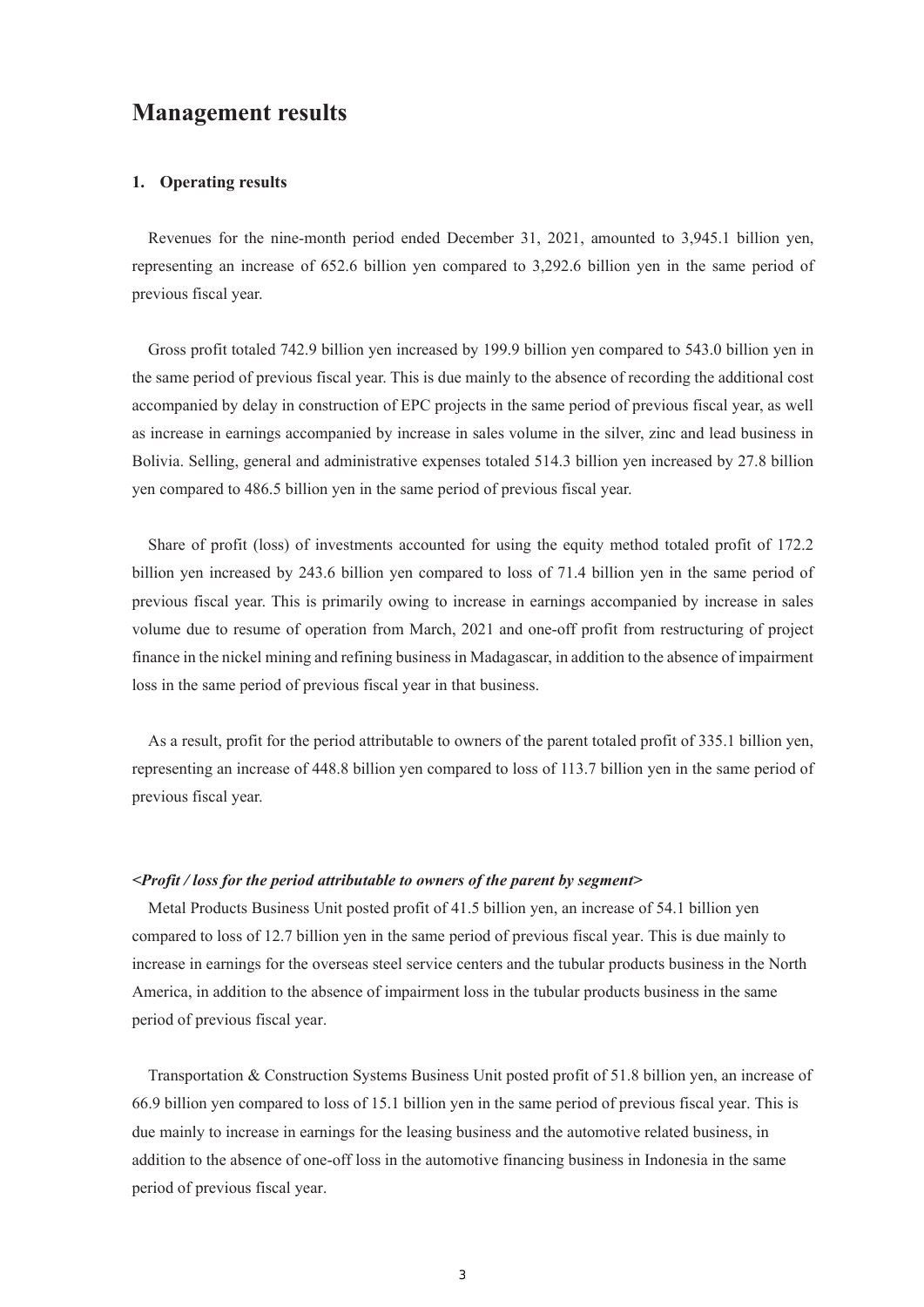# Management results

### 1. Operating results

Revenues for the nine-month period ended December 31, 2021, amounted to 3,945.1 billion yen, representing an increase of 652.6 billion yen compared to 3,292.6 billion yen in the same period of previous fiscal year.

Gross profit totaled 742.9 billion yen increased by 199.9 billion yen compared to 543.0 billion yen in the same period of previous fiscal year. This is due mainly to the absence of recording the additional cost accompanied by delay in construction of EPC projects in the same period of previous fiscal year, as well as increase in earnings accompanied by increase in sales volume in the silver, zinc and lead business in Bolivia. Selling, general and administrative expenses totaled 514.3 billion yen increased by 27.8 billion yen compared to 486.5 billion yen in the same period of previous fiscal year.

Share of profit (loss) of investments accounted for using the equity method totaled profit of 172.2 billion yen increased by 243.6 billion yen compared to loss of 71.4 billion yen in the same period of previous fiscal year. This is primarily owing to increase in earnings accompanied by increase in sales volume due to resume of operation from March, 2021 and one-off profit from restructuring of project finance in the nickel mining and refining business in Madagascar, in addition to the absence of impairment loss in the same period of previous fiscal year in that business.

As a result, profit for the period attributable to owners of the parent totaled profit of 335.1 billion yen, representing an increase of 448.8 billion yen compared to loss of 113.7 billion yen in the same period of previous fiscal year.

***<Profit / loss for the period attributable to owners of the parent by segment>***

Metal Products Business Unit posted profit of 41.5 billion yen, an increase of 54.1 billion yen compared to loss of 12.7 billion yen in the same period of previous fiscal year. This is due mainly to increase in earnings for the overseas steel service centers and the tubular products business in the North America, in addition to the absence of impairment loss in the tubular products business in the same period of previous fiscal year.

Transportation & Construction Systems Business Unit posted profit of 51.8 billion yen, an increase of 66.9 billion yen compared to loss of 15.1 billion yen in the same period of previous fiscal year. This is due mainly to increase in earnings for the leasing business and the automotive related business, in addition to the absence of one-off loss in the automotive financing business in Indonesia in the same period of previous fiscal year.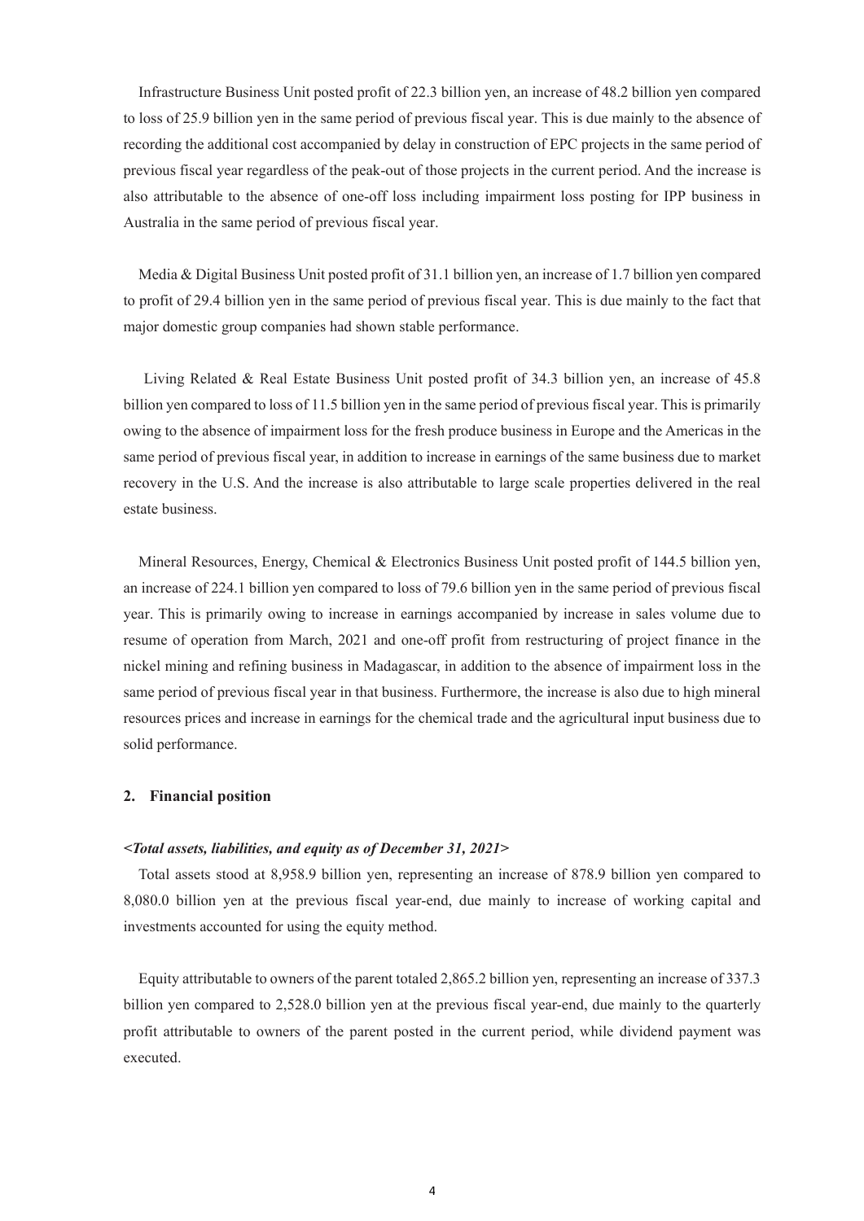Infrastructure Business Unit posted profit of 22.3 billion yen, an increase of 48.2 billion yen compared to loss of 25.9 billion yen in the same period of previous fiscal year. This is due mainly to the absence of recording the additional cost accompanied by delay in construction of EPC projects in the same period of previous fiscal year regardless of the peak-out of those projects in the current period. And the increase is also attributable to the absence of one-off loss including impairment loss posting for IPP business in Australia in the same period of previous fiscal year.

Media & Digital Business Unit posted profit of 31.1 billion yen, an increase of 1.7 billion yen compared to profit of 29.4 billion yen in the same period of previous fiscal year. This is due mainly to the fact that major domestic group companies had shown stable performance.

Living Related & Real Estate Business Unit posted profit of 34.3 billion yen, an increase of 45.8 billion yen compared to loss of 11.5 billion yen in the same period of previous fiscal year. This is primarily owing to the absence of impairment loss for the fresh produce business in Europe and the Americas in the same period of previous fiscal year, in addition to increase in earnings of the same business due to market recovery in the U.S. And the increase is also attributable to large scale properties delivered in the real estate business.

Mineral Resources, Energy, Chemical & Electronics Business Unit posted profit of 144.5 billion yen, an increase of 224.1 billion yen compared to loss of 79.6 billion yen in the same period of previous fiscal year. This is primarily owing to increase in earnings accompanied by increase in sales volume due to resume of operation from March, 2021 and one-off profit from restructuring of project finance in the nickel mining and refining business in Madagascar, in addition to the absence of impairment loss in the same period of previous fiscal year in that business. Furthermore, the increase is also due to high mineral resources prices and increase in earnings for the chemical trade and the agricultural input business due to solid performance.

## 2. Financial position

***<Total assets, liabilities, and equity as of December 31, 2021>***

Total assets stood at 8,958.9 billion yen, representing an increase of 878.9 billion yen compared to 8,080.0 billion yen at the previous fiscal year-end, due mainly to increase of working capital and investments accounted for using the equity method.

Equity attributable to owners of the parent totaled 2,865.2 billion yen, representing an increase of 337.3 billion yen compared to 2,528.0 billion yen at the previous fiscal year-end, due mainly to the quarterly profit attributable to owners of the parent posted in the current period, while dividend payment was executed.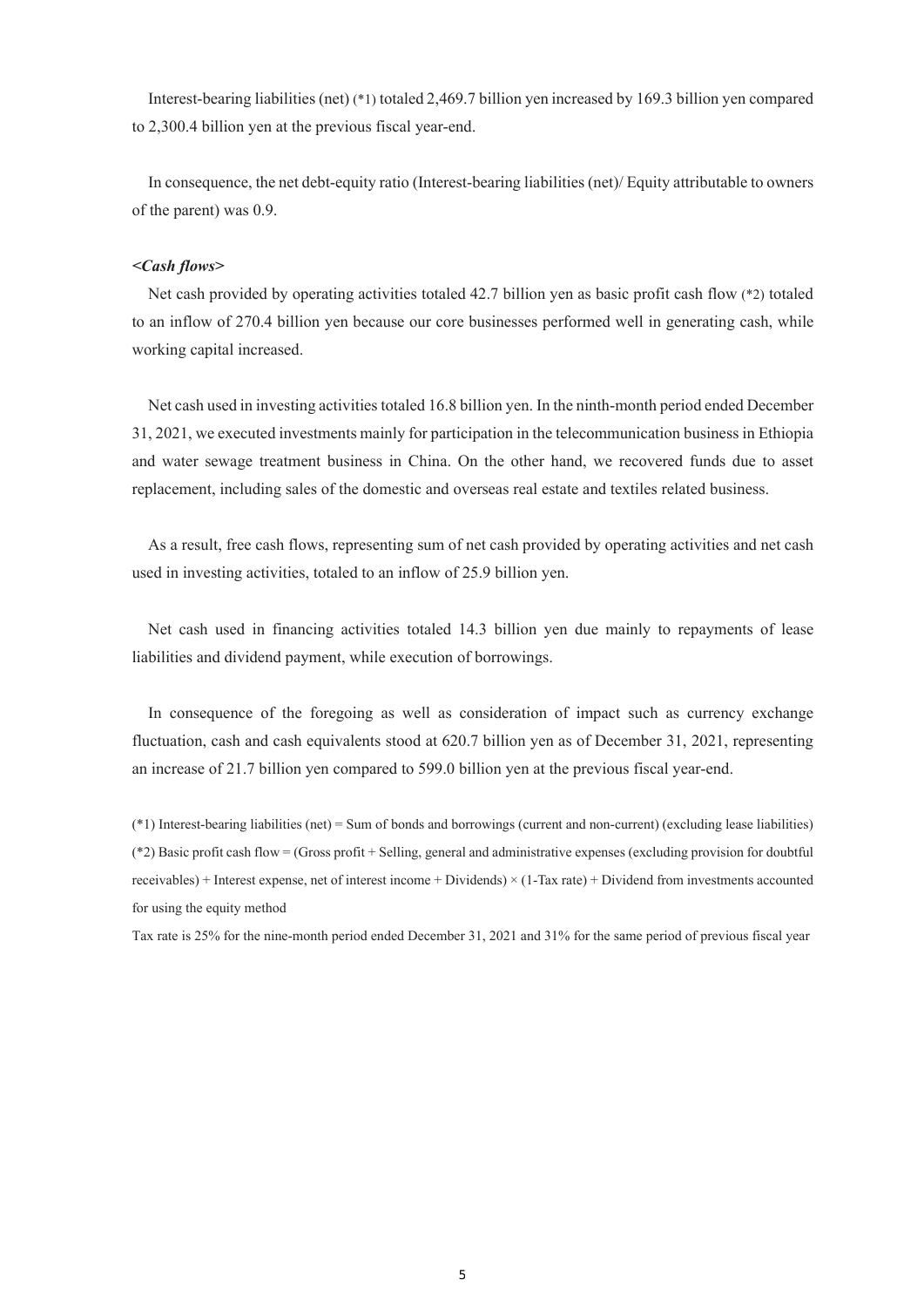Interest-bearing liabilities (net) (*1) totaled 2,469.7 billion yen increased by 169.3 billion yen compared to 2,300.4 billion yen at the previous fiscal year-end.

In consequence, the net debt-equity ratio (Interest-bearing liabilities (net)/ Equity attributable to owners of the parent) was 0.9.

***<Cash flows>***

Net cash provided by operating activities totaled 42.7 billion yen as basic profit cash flow (*2) totaled to an inflow of 270.4 billion yen because our core businesses performed well in generating cash, while working capital increased.

Net cash used in investing activities totaled 16.8 billion yen. In the ninth-month period ended December 31, 2021, we executed investments mainly for participation in the telecommunication business in Ethiopia and water sewage treatment business in China. On the other hand, we recovered funds due to asset replacement, including sales of the domestic and overseas real estate and textiles related business.

As a result, free cash flows, representing sum of net cash provided by operating activities and net cash used in investing activities, totaled to an inflow of 25.9 billion yen.

Net cash used in financing activities totaled 14.3 billion yen due mainly to repayments of lease liabilities and dividend payment, while execution of borrowings.

In consequence of the foregoing as well as consideration of impact such as currency exchange fluctuation, cash and cash equivalents stood at 620.7 billion yen as of December 31, 2021, representing an increase of 21.7 billion yen compared to 599.0 billion yen at the previous fiscal year-end.

(*1) Interest-bearing liabilities (net) = Sum of bonds and borrowings (current and non-current) (excluding lease liabilities)

(*2) Basic profit cash flow = (Gross profit + Selling, general and administrative expenses (excluding provision for doubtful receivables) + Interest expense, net of interest income + Dividends) × (1-Tax rate) + Dividend from investments accounted for using the equity method

Tax rate is 25% for the nine-month period ended December 31, 2021 and 31% for the same period of previous fiscal year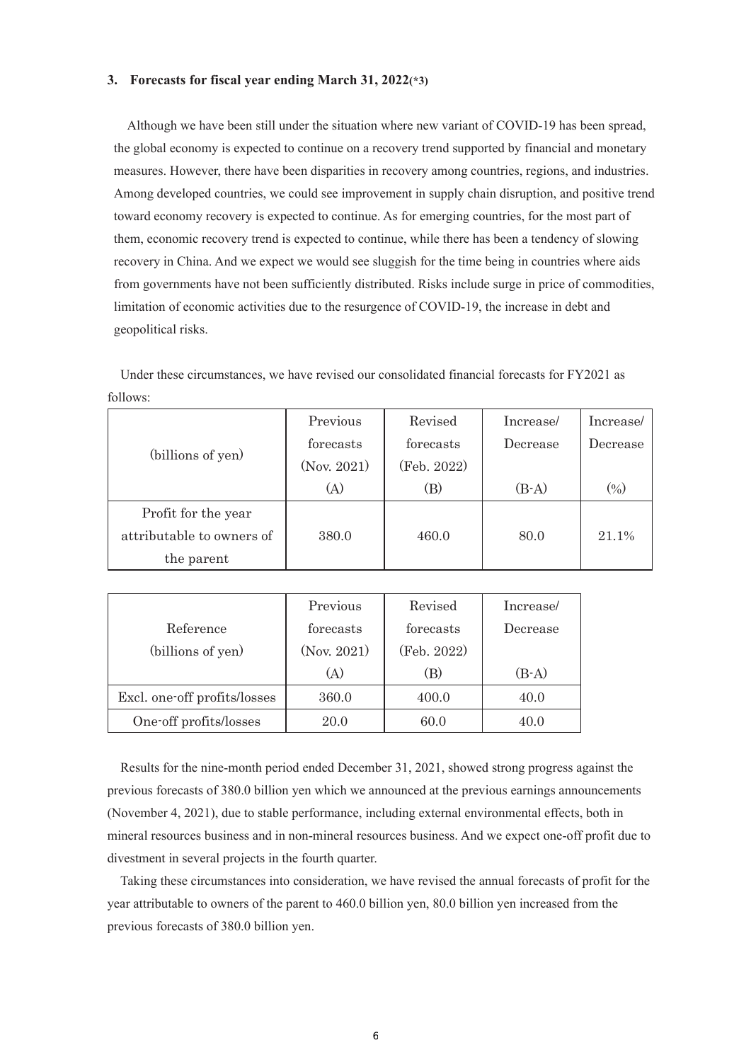### 3. Forecasts for fiscal year ending March 31, 2022(*3)

Although we have been still under the situation where new variant of COVID-19 has been spread, the global economy is expected to continue on a recovery trend supported by financial and monetary measures. However, there have been disparities in recovery among countries, regions, and industries. Among developed countries, we could see improvement in supply chain disruption, and positive trend toward economy recovery is expected to continue. As for emerging countries, for the most part of them, economic recovery trend is expected to continue, while there has been a tendency of slowing recovery in China. And we expect we would see sluggish for the time being in countries where aids from governments have not been sufficiently distributed. Risks include surge in price of commodities, limitation of economic activities due to the resurgence of COVID-19, the increase in debt and geopolitical risks.

Under these circumstances, we have revised our consolidated financial forecasts for FY2021 as follows:

| (billions of yen) | Previous forecasts (Nov. 2021) (A) | Revised forecasts (Feb. 2022) (B) | Increase/ Decrease (B-A) | Increase/ Decrease (%) |
|---|---|---|---|---|
| Profit for the year attributable to owners of the parent | 380.0 | 460.0 | 80.0 | 21.1% |

| Reference (billions of yen) | Previous forecasts (Nov. 2021) (A) | Revised forecasts (Feb. 2022) (B) | Increase/ Decrease (B-A) |
|---|---|---|---|
| Excl. one-off profits/losses | 360.0 | 400.0 | 40.0 |
| One-off profits/losses | 20.0 | 60.0 | 40.0 |

Results for the nine-month period ended December 31, 2021, showed strong progress against the previous forecasts of 380.0 billion yen which we announced at the previous earnings announcements (November 4, 2021), due to stable performance, including external environmental effects, both in mineral resources business and in non-mineral resources business. And we expect one-off profit due to divestment in several projects in the fourth quarter.

Taking these circumstances into consideration, we have revised the annual forecasts of profit for the year attributable to owners of the parent to 460.0 billion yen, 80.0 billion yen increased from the previous forecasts of 380.0 billion yen.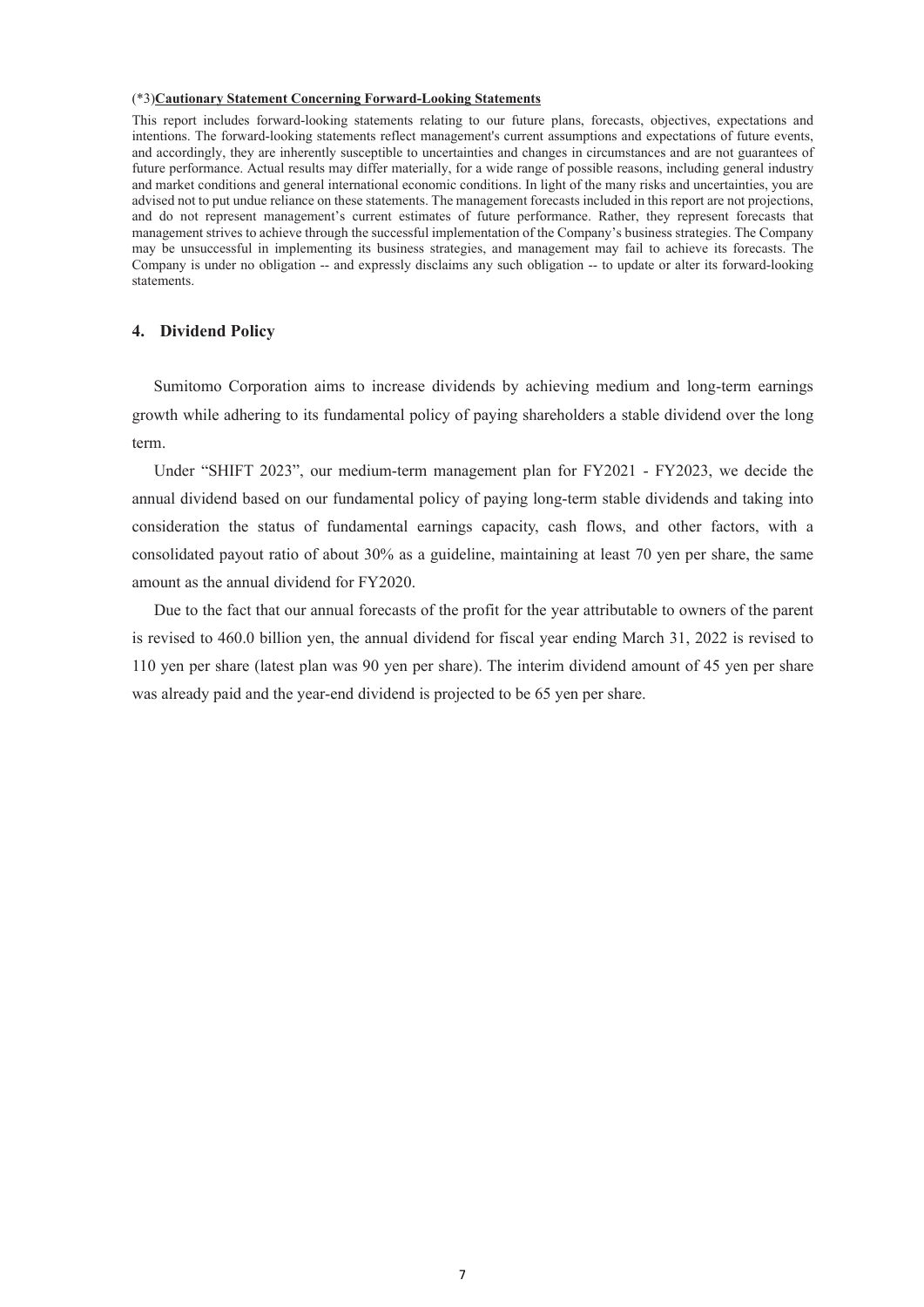(*3)**Cautionary Statement Concerning Forward-Looking Statements**

This report includes forward-looking statements relating to our future plans, forecasts, objectives, expectations and intentions. The forward-looking statements reflect management's current assumptions and expectations of future events, and accordingly, they are inherently susceptible to uncertainties and changes in circumstances and are not guarantees of future performance. Actual results may differ materially, for a wide range of possible reasons, including general industry and market conditions and general international economic conditions. In light of the many risks and uncertainties, you are advised not to put undue reliance on these statements. The management forecasts included in this report are not projections, and do not represent management's current estimates of future performance. Rather, they represent forecasts that management strives to achieve through the successful implementation of the Company's business strategies. The Company may be unsuccessful in implementing its business strategies, and management may fail to achieve its forecasts. The Company is under no obligation -- and expressly disclaims any such obligation -- to update or alter its forward-looking statements.

## 4. Dividend Policy

Sumitomo Corporation aims to increase dividends by achieving medium and long-term earnings growth while adhering to its fundamental policy of paying shareholders a stable dividend over the long term.

Under "SHIFT 2023", our medium-term management plan for FY2021 - FY2023, we decide the annual dividend based on our fundamental policy of paying long-term stable dividends and taking into consideration the status of fundamental earnings capacity, cash flows, and other factors, with a consolidated payout ratio of about 30% as a guideline, maintaining at least 70 yen per share, the same amount as the annual dividend for FY2020.

Due to the fact that our annual forecasts of the profit for the year attributable to owners of the parent is revised to 460.0 billion yen, the annual dividend for fiscal year ending March 31, 2022 is revised to 110 yen per share (latest plan was 90 yen per share). The interim dividend amount of 45 yen per share was already paid and the year-end dividend is projected to be 65 yen per share.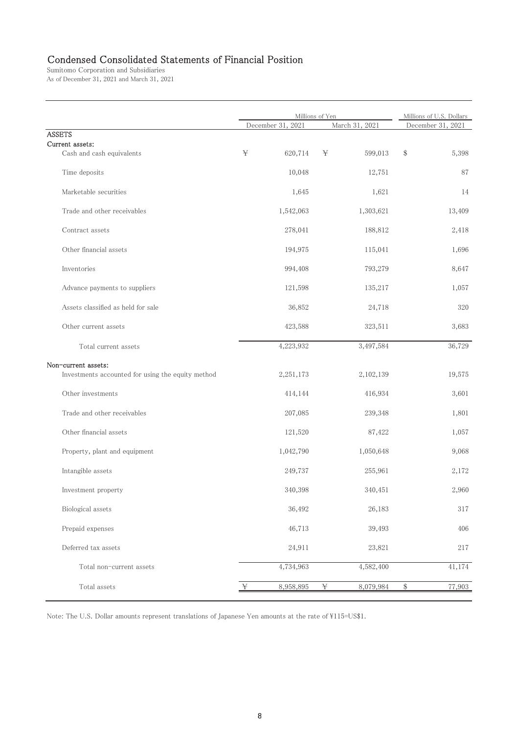# Condensed Consolidated Statements of Financial Position

Sumitomo Corporation and Subsidiaries
As of December 31, 2021 and March 31, 2021

| | Millions of Yen | | Millions of U.S. Dollars |
|---|---|---|---|
| | December 31, 2021 | March 31, 2021 | December 31, 2021 |
| **ASSETS** | | | |
| **Current assets:** | | | |
| Cash and cash equivalents | ¥ 620,714 | ¥ 599,013 | $ 5,398 |
| Time deposits | 10,048 | 12,751 | 87 |
| Marketable securities | 1,645 | 1,621 | 14 |
| Trade and other receivables | 1,542,063 | 1,303,621 | 13,409 |
| Contract assets | 278,041 | 188,812 | 2,418 |
| Other financial assets | 194,975 | 115,041 | 1,696 |
| Inventories | 994,408 | 793,279 | 8,647 |
| Advance payments to suppliers | 121,598 | 135,217 | 1,057 |
| Assets classified as held for sale | 36,852 | 24,718 | 320 |
| Other current assets | 423,588 | 323,511 | 3,683 |
| Total current assets | 4,223,932 | 3,497,584 | 36,729 |
| **Non-current assets:** | | | |
| Investments accounted for using the equity method | 2,251,173 | 2,102,139 | 19,575 |
| Other investments | 414,144 | 416,934 | 3,601 |
| Trade and other receivables | 207,085 | 239,348 | 1,801 |
| Other financial assets | 121,520 | 87,422 | 1,057 |
| Property, plant and equipment | 1,042,790 | 1,050,648 | 9,068 |
| Intangible assets | 249,737 | 255,961 | 2,172 |
| Investment property | 340,398 | 340,451 | 2,960 |
| Biological assets | 36,492 | 26,183 | 317 |
| Prepaid expenses | 46,713 | 39,493 | 406 |
| Deferred tax assets | 24,911 | 23,821 | 217 |
| Total non-current assets | 4,734,963 | 4,582,400 | 41,174 |
| Total assets | ¥ 8,958,895 | ¥ 8,079,984 | $ 77,903 |

Note: The U.S. Dollar amounts represent translations of Japanese Yen amounts at the rate of ¥115=US$1.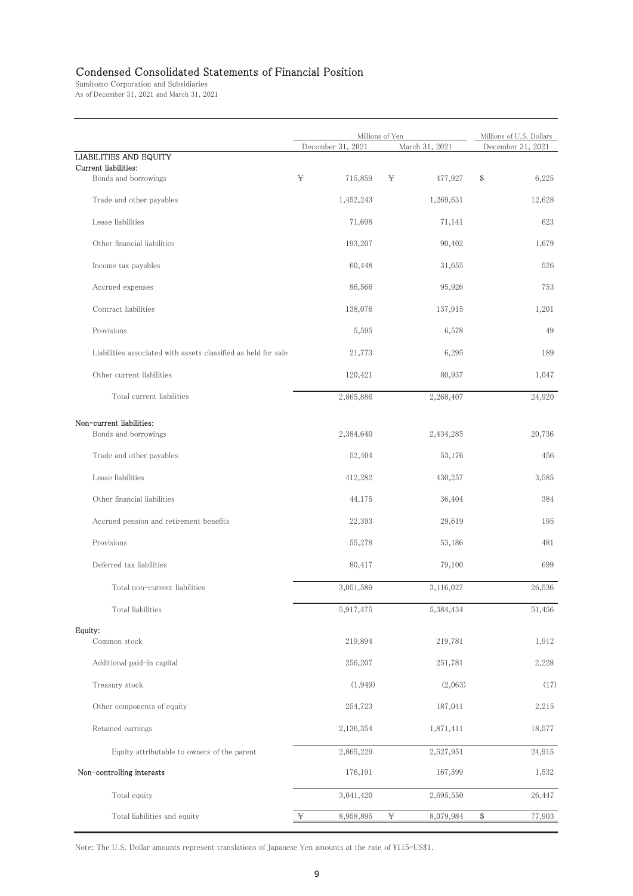# Condensed Consolidated Statements of Financial Position

Sumitomo Corporation and Subsidiaries
As of December 31, 2021 and March 31, 2021

| | Millions of Yen | | Millions of U.S. Dollars |
|---|---|---|---|
| | December 31, 2021 | March 31, 2021 | December 31, 2021 |
| **LIABILITIES AND EQUITY** | | | |
| **Current liabilities:** | | | |
| Bonds and borrowings | ¥ 715,859 | ¥ 477,927 | $ 6,225 |
| Trade and other payables | 1,452,243 | 1,269,631 | 12,628 |
| Lease liabilities | 71,698 | 71,141 | 623 |
| Other financial liabilities | 193,207 | 90,402 | 1,679 |
| Income tax payables | 60,448 | 31,655 | 526 |
| Accrued expenses | 86,566 | 95,926 | 753 |
| Contract liabilities | 138,076 | 137,915 | 1,201 |
| Provisions | 5,595 | 6,578 | 49 |
| Liabilities associated with assets classified as held for sale | 21,773 | 6,295 | 189 |
| Other current liabilities | 120,421 | 80,937 | 1,047 |
| Total current liabilities | 2,865,886 | 2,268,407 | 24,920 |
| **Non-current liabilities:** | | | |
| Bonds and borrowings | 2,384,640 | 2,434,285 | 20,736 |
| Trade and other payables | 52,404 | 53,176 | 456 |
| Lease liabilities | 412,282 | 430,257 | 3,585 |
| Other financial liabilities | 44,175 | 36,404 | 384 |
| Accrued pension and retirement benefits | 22,393 | 29,619 | 195 |
| Provisions | 55,278 | 53,186 | 481 |
| Deferred tax liabilities | 80,417 | 79,100 | 699 |
| Total non-current liabilities | 3,051,589 | 3,116,027 | 26,536 |
| Total liabilities | 5,917,475 | 5,384,434 | 51,456 |
| **Equity:** | | | |
| Common stock | 219,894 | 219,781 | 1,912 |
| Additional paid-in capital | 256,207 | 251,781 | 2,228 |
| Treasury stock | (1,949) | (2,063) | (17) |
| Other components of equity | 254,723 | 187,041 | 2,215 |
| Retained earnings | 2,136,354 | 1,871,411 | 18,577 |
| Equity attributable to owners of the parent | 2,865,229 | 2,527,951 | 24,915 |
| **Non-controlling interests** | 176,191 | 167,599 | 1,532 |
| Total equity | 3,041,420 | 2,695,550 | 26,447 |
| Total liabilities and equity | ¥ 8,958,895 | ¥ 8,079,984 | $ 77,903 |

Note: The U.S. Dollar amounts represent translations of Japanese Yen amounts at the rate of ¥115=US$1.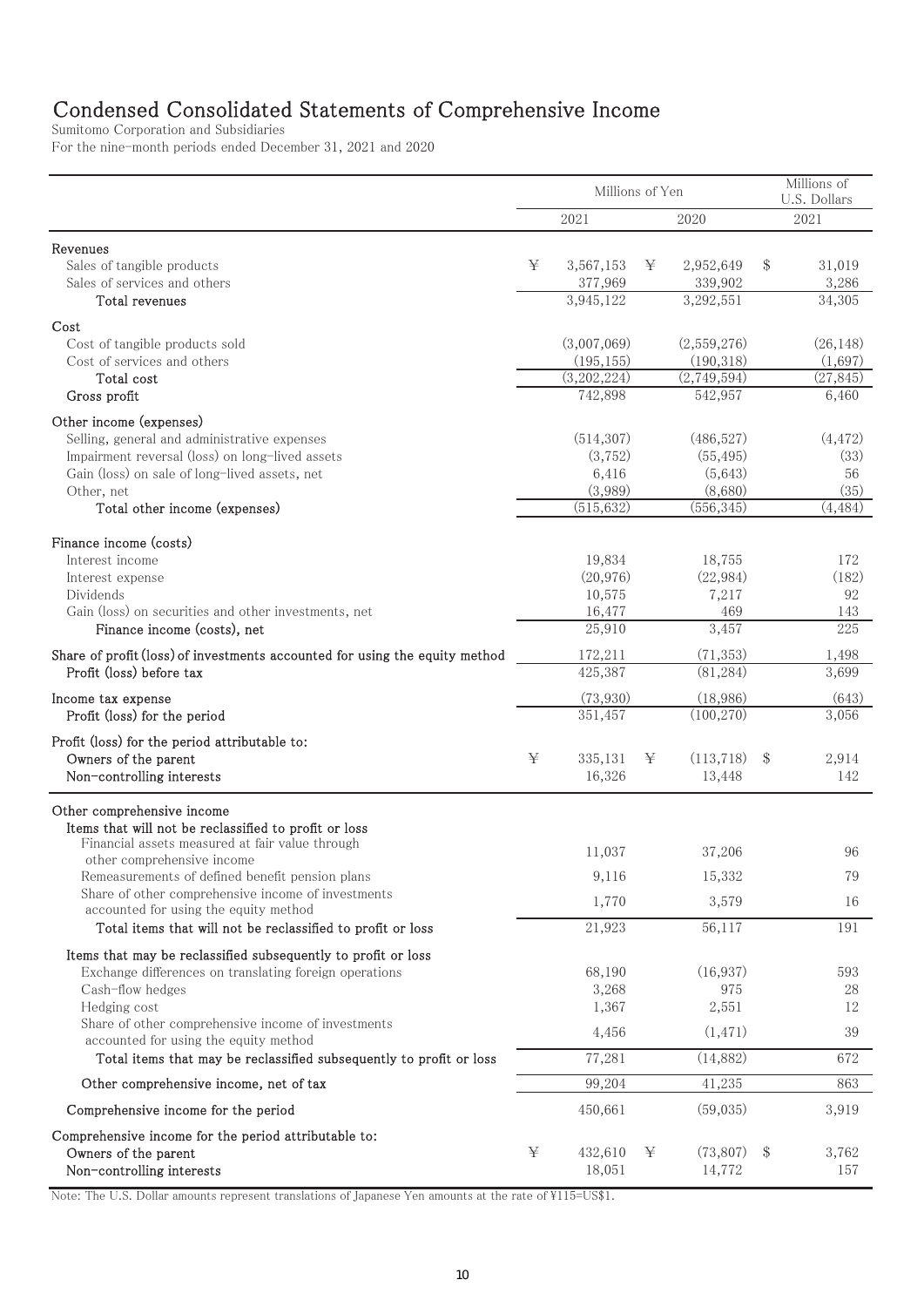# Condensed Consolidated Statements of Comprehensive Income

Sumitomo Corporation and Subsidiaries

For the nine-month periods ended December 31, 2021 and 2020

| | Millions of Yen | | Millions of U.S. Dollars |
|---|---|---|---|
| | 2021 | 2020 | 2021 |
| **Revenues** | | | |
| Sales of tangible products | ¥ 3,567,153 | ¥ 2,952,649 | $ 31,019 |
| Sales of services and others | 377,969 | 339,902 | 3,286 |
| Total revenues | 3,945,122 | 3,292,551 | 34,305 |
| **Cost** | | | |
| Cost of tangible products sold | (3,007,069) | (2,559,276) | (26,148) |
| Cost of services and others | (195,155) | (190,318) | (1,697) |
| Total cost | (3,202,224) | (2,749,594) | (27,845) |
| Gross profit | 742,898 | 542,957 | 6,460 |
| **Other income (expenses)** | | | |
| Selling, general and administrative expenses | (514,307) | (486,527) | (4,472) |
| Impairment reversal (loss) on long-lived assets | (3,752) | (55,495) | (33) |
| Gain (loss) on sale of long-lived assets, net | 6,416 | (5,643) | 56 |
| Other, net | (3,989) | (8,680) | (35) |
| Total other income (expenses) | (515,632) | (556,345) | (4,484) |
| **Finance income (costs)** | | | |
| Interest income | 19,834 | 18,755 | 172 |
| Interest expense | (20,976) | (22,984) | (182) |
| Dividends | 10,575 | 7,217 | 92 |
| Gain (loss) on securities and other investments, net | 16,477 | 469 | 143 |
| Finance income (costs), net | 25,910 | 3,457 | 225 |
| Share of profit (loss) of investments accounted for using the equity method | 172,211 | (71,353) | 1,498 |
| Profit (loss) before tax | 425,387 | (81,284) | 3,699 |
| Income tax expense | (73,930) | (18,986) | (643) |
| Profit (loss) for the period | 351,457 | (100,270) | 3,056 |
| **Profit (loss) for the period attributable to:** | | | |
| Owners of the parent | ¥ 335,131 | ¥ (113,718) | $ 2,914 |
| Non-controlling interests | 16,326 | 13,448 | 142 |
| **Other comprehensive income** | | | |
| Items that will not be reclassified to profit or loss | | | |
| Financial assets measured at fair value through other comprehensive income | 11,037 | 37,206 | 96 |
| Remeasurements of defined benefit pension plans | 9,116 | 15,332 | 79 |
| Share of other comprehensive income of investments accounted for using the equity method | 1,770 | 3,579 | 16 |
| Total items that will not be reclassified to profit or loss | 21,923 | 56,117 | 191 |
| Items that may be reclassified subsequently to profit or loss | | | |
| Exchange differences on translating foreign operations | 68,190 | (16,937) | 593 |
| Cash-flow hedges | 3,268 | 975 | 28 |
| Hedging cost | 1,367 | 2,551 | 12 |
| Share of other comprehensive income of investments accounted for using the equity method | 4,456 | (1,471) | 39 |
| Total items that may be reclassified subsequently to profit or loss | 77,281 | (14,882) | 672 |
| Other comprehensive income, net of tax | 99,204 | 41,235 | 863 |
| Comprehensive income for the period | 450,661 | (59,035) | 3,919 |
| **Comprehensive income for the period attributable to:** | | | |
| Owners of the parent | ¥ 432,610 | ¥ (73,807) | $ 3,762 |
| Non-controlling interests | 18,051 | 14,772 | 157 |

Note: The U.S. Dollar amounts represent translations of Japanese Yen amounts at the rate of ¥115=US$1.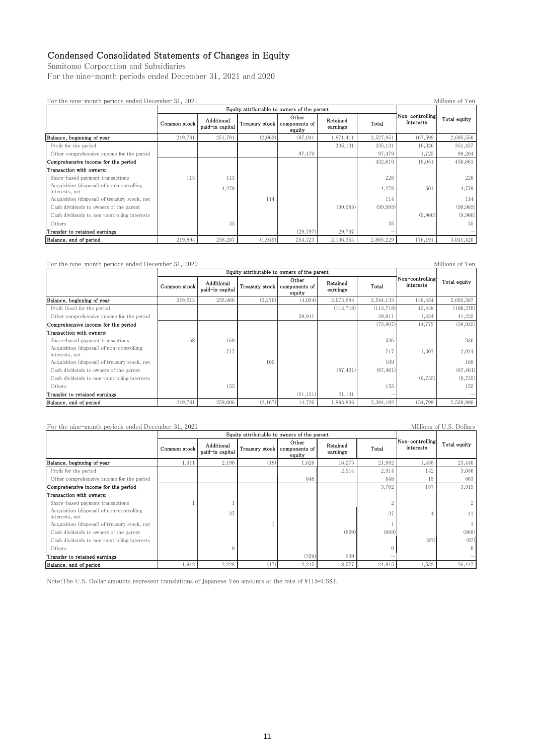# Condensed Consolidated Statements of Changes in Equity

Sumitomo Corporation and Subsidiaries

For the nine-month periods ended December 31, 2021 and 2020

For the nine-month periods ended December 31, 2021 — Millions of Yen

| | Equity attributable to owners of the parent | | | | | | Non-controlling interests | Total equity |
|---|---|---|---|---|---|---|---|---|
| | Common stock | Additional paid-in capital | Treasury stock | Other components of equity | Retained earnings | Total | | |
| **Balance, beginning of year** | 219,781 | 251,781 | (2,063) | 187,041 | 1,871,411 | 2,527,951 | 167,599 | 2,695,550 |
| Profit for the period | | | | | 335,131 | 335,131 | 16,326 | 351,457 |
| Other comprehensive income for the period | | | | 97,479 | | 97,479 | 1,725 | 99,204 |
| **Comprehensive income for the period** | | | | | | 432,610 | 18,051 | 450,661 |
| **Transaction with owners:** | | | | | | | | |
| Share-based payment transactions | 113 | 113 | | | | 226 | | 226 |
| Acquisition (disposal) of non-controlling interests, net | | 4,278 | | | | 4,278 | 501 | 4,779 |
| Acquisition (disposal) of treasury stock, net | | | 114 | | | 114 | | 114 |
| Cash dividends to owners of the parent | | | | | (99,985) | (99,985) | | (99,985) |
| Cash dividends to non-controlling interests | | | | | | | (9,960) | (9,960) |
| Others | | 35 | | | | 35 | | 35 |
| **Transfer to retained earnings** | | | | (29,797) | 29,797 | — | | — |
| **Balance, end of period** | 219,894 | 256,207 | (1,949) | 254,723 | 2,136,354 | 2,865,229 | 176,191 | 3,041,420 |

For the nine-month periods ended December 31, 2020 — Millions of Yen

| | Equity attributable to owners of the parent | | | | | | Non-controlling interests | Total equity |
|---|---|---|---|---|---|---|---|---|
| | Common stock | Additional paid-in capital | Treasury stock | Other components of equity | Retained earnings | Total | | |
| **Balance, beginning of year** | 219,613 | 256,966 | (2,276) | (4,054) | 2,073,884 | 2,544,133 | 148,454 | 2,692,587 |
| Profit (loss) for the period | | | | | (113,718) | (113,718) | 13,448 | (100,270) |
| Other comprehensive income for the period | | | | 39,911 | | 39,911 | 1,324 | 41,235 |
| **Comprehensive income for the period** | | | | | | (73,807) | 14,772 | (59,035) |
| **Transaction with owners:** | | | | | | | | |
| Share-based payment transactions | 168 | 168 | | | | 336 | | 336 |
| Acquisition (disposal) of non-controlling interests, net | | 717 | | | | 717 | 1,307 | 2,024 |
| Acquisition (disposal) of treasury stock, net | | | 109 | | | 109 | | 109 |
| Cash dividends to owners of the parent | | | | | (87,461) | (87,461) | | (87,461) |
| Cash dividends to non-controlling interests | | | | | | | (9,735) | (9,735) |
| Others | | 155 | | | | 155 | | 155 |
| **Transfer to retained earnings** | | | | (21,131) | 21,131 | — | | — |
| **Balance, end of period** | 219,781 | 258,006 | (2,167) | 14,726 | 1,893,836 | 2,384,182 | 154,798 | 2,538,980 |

For the nine-month periods ended December 31, 2021 — Millions of U.S. Dollars

| | Equity attributable to owners of the parent | | | | | | Non-controlling interests | Total equity |
|---|---|---|---|---|---|---|---|---|
| | Common stock | Additional paid-in capital | Treasury stock | Other components of equity | Retained earnings | Total | | |
| **Balance, beginning of year** | 1,911 | 2,190 | (18) | 1,626 | 16,273 | 21,982 | 1,458 | 23,440 |
| Profit for the period | | | | | 2,914 | 2,914 | 142 | 3,056 |
| Other comprehensive income for the period | | | | 848 | | 848 | 15 | 863 |
| **Comprehensive income for the period** | | | | | | 3,762 | 157 | 3,919 |
| **Transaction with owners:** | | | | | | | | |
| Share-based payment transactions | 1 | 1 | | | | 2 | | 2 |
| Acquisition (disposal) of non-controlling interests, net | | 37 | | | | 37 | 4 | 41 |
| Acquisition (disposal) of treasury stock, net | | | 1 | | | 1 | | 1 |
| Cash dividends to owners of the parent | | | | | (869) | (869) | | (869) |
| Cash dividends to non-controlling interests | | | | | | | (87) | (87) |
| Others | | 0 | | | | 0 | | 0 |
| **Transfer to retained earnings** | | | | (259) | 259 | — | | — |
| **Balance, end of period** | 1,912 | 2,228 | (17) | 2,215 | 18,577 | 24,915 | 1,532 | 26,447 |

Note:The U.S. Dollar amounts represent translations of Japanese Yen amounts at the rate of ¥115=US$1.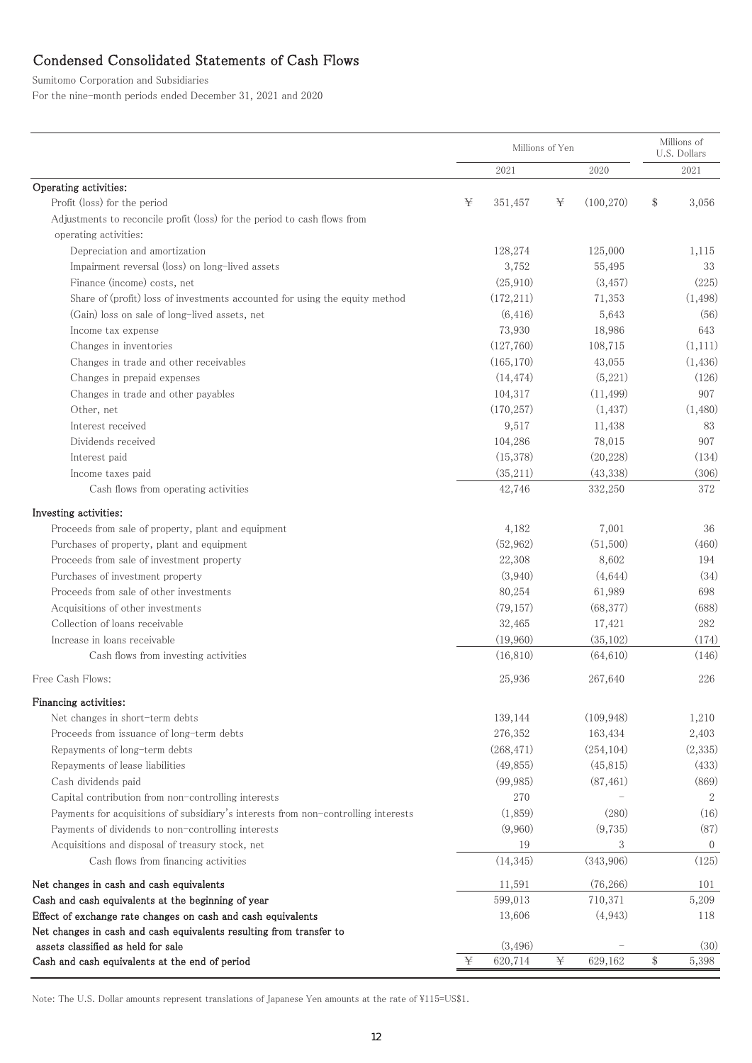# Condensed Consolidated Statements of Cash Flows

Sumitomo Corporation and Subsidiaries
For the nine-month periods ended December 31, 2021 and 2020

| | Millions of Yen | | Millions of U.S. Dollars |
|---|---|---|---|
| | 2021 | 2020 | 2021 |
| **Operating activities:** | | | |
| Profit (loss) for the period | ¥ 351,457 | ¥ (100,270) | $ 3,056 |
| Adjustments to reconcile profit (loss) for the period to cash flows from operating activities: | | | |
| Depreciation and amortization | 128,274 | 125,000 | 1,115 |
| Impairment reversal (loss) on long-lived assets | 3,752 | 55,495 | 33 |
| Finance (income) costs, net | (25,910) | (3,457) | (225) |
| Share of (profit) loss of investments accounted for using the equity method | (172,211) | 71,353 | (1,498) |
| (Gain) loss on sale of long-lived assets, net | (6,416) | 5,643 | (56) |
| Income tax expense | 73,930 | 18,986 | 643 |
| Changes in inventories | (127,760) | 108,715 | (1,111) |
| Changes in trade and other receivables | (165,170) | 43,055 | (1,436) |
| Changes in prepaid expenses | (14,474) | (5,221) | (126) |
| Changes in trade and other payables | 104,317 | (11,499) | 907 |
| Other, net | (170,257) | (1,437) | (1,480) |
| Interest received | 9,517 | 11,438 | 83 |
| Dividends received | 104,286 | 78,015 | 907 |
| Interest paid | (15,378) | (20,228) | (134) |
| Income taxes paid | (35,211) | (43,338) | (306) |
| Cash flows from operating activities | 42,746 | 332,250 | 372 |
| **Investing activities:** | | | |
| Proceeds from sale of property, plant and equipment | 4,182 | 7,001 | 36 |
| Purchases of property, plant and equipment | (52,962) | (51,500) | (460) |
| Proceeds from sale of investment property | 22,308 | 8,602 | 194 |
| Purchases of investment property | (3,940) | (4,644) | (34) |
| Proceeds from sale of other investments | 80,254 | 61,989 | 698 |
| Acquisitions of other investments | (79,157) | (68,377) | (688) |
| Collection of loans receivable | 32,465 | 17,421 | 282 |
| Increase in loans receivable | (19,960) | (35,102) | (174) |
| Cash flows from investing activities | (16,810) | (64,610) | (146) |
| Free Cash Flows: | 25,936 | 267,640 | 226 |
| **Financing activities:** | | | |
| Net changes in short-term debts | 139,144 | (109,948) | 1,210 |
| Proceeds from issuance of long-term debts | 276,352 | 163,434 | 2,403 |
| Repayments of long-term debts | (268,471) | (254,104) | (2,335) |
| Repayments of lease liabilities | (49,855) | (45,815) | (433) |
| Cash dividends paid | (99,985) | (87,461) | (869) |
| Capital contribution from non-controlling interests | 270 | – | 2 |
| Payments for acquisitions of subsidiary's interests from non-controlling interests | (1,859) | (280) | (16) |
| Payments of dividends to non-controlling interests | (9,960) | (9,735) | (87) |
| Acquisitions and disposal of treasury stock, net | 19 | 3 | 0 |
| Cash flows from financing activities | (14,345) | (343,906) | (125) |
| **Net changes in cash and cash equivalents** | 11,591 | (76,266) | 101 |
| **Cash and cash equivalents at the beginning of year** | 599,013 | 710,371 | 5,209 |
| **Effect of exchange rate changes on cash and cash equivalents** | 13,606 | (4,943) | 118 |
| **Net changes in cash and cash equivalents resulting from transfer to assets classified as held for sale** | (3,496) | – | (30) |
| **Cash and cash equivalents at the end of period** | ¥ 620,714 | ¥ 629,162 | $ 5,398 |

Note: The U.S. Dollar amounts represent translations of Japanese Yen amounts at the rate of ¥115=US$1.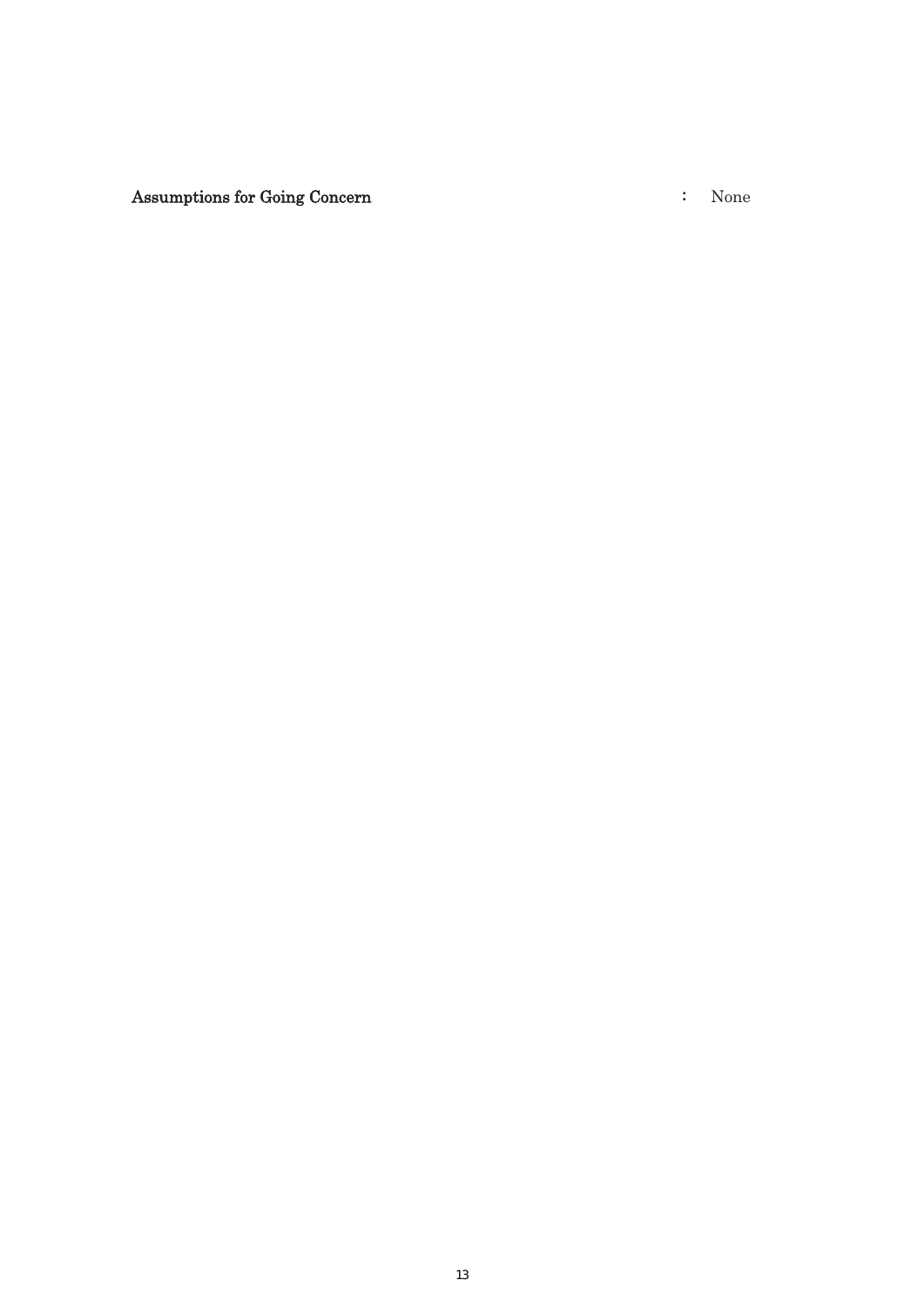**Assumptions for Going Concern** ： None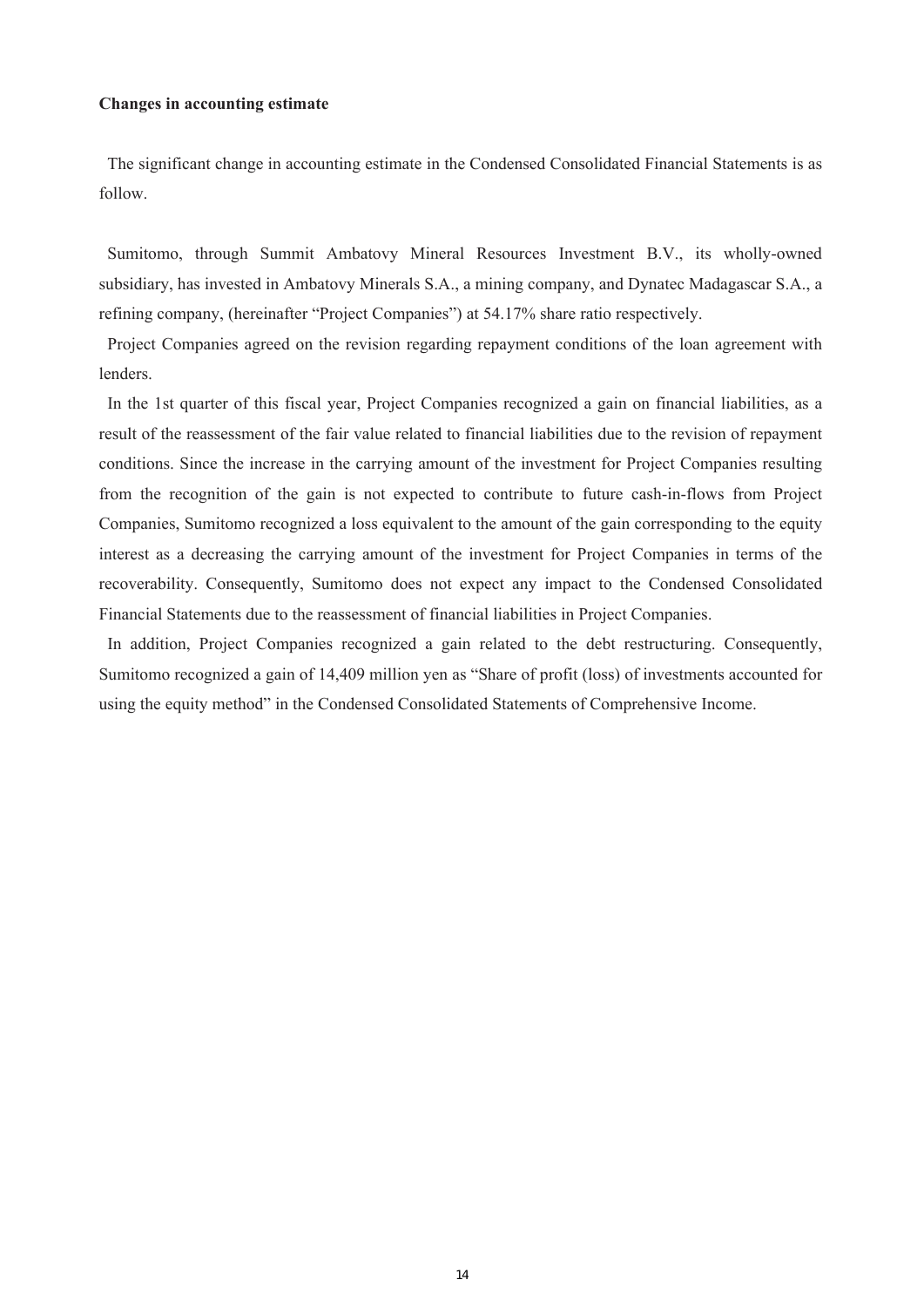**Changes in accounting estimate**

The significant change in accounting estimate in the Condensed Consolidated Financial Statements is as follow.

Sumitomo, through Summit Ambatovy Mineral Resources Investment B.V., its wholly-owned subsidiary, has invested in Ambatovy Minerals S.A., a mining company, and Dynatec Madagascar S.A., a refining company, (hereinafter "Project Companies") at 54.17% share ratio respectively.

Project Companies agreed on the revision regarding repayment conditions of the loan agreement with lenders.

In the 1st quarter of this fiscal year, Project Companies recognized a gain on financial liabilities, as a result of the reassessment of the fair value related to financial liabilities due to the revision of repayment conditions. Since the increase in the carrying amount of the investment for Project Companies resulting from the recognition of the gain is not expected to contribute to future cash-in-flows from Project Companies, Sumitomo recognized a loss equivalent to the amount of the gain corresponding to the equity interest as a decreasing the carrying amount of the investment for Project Companies in terms of the recoverability. Consequently, Sumitomo does not expect any impact to the Condensed Consolidated Financial Statements due to the reassessment of financial liabilities in Project Companies.

In addition, Project Companies recognized a gain related to the debt restructuring. Consequently, Sumitomo recognized a gain of 14,409 million yen as "Share of profit (loss) of investments accounted for using the equity method" in the Condensed Consolidated Statements of Comprehensive Income.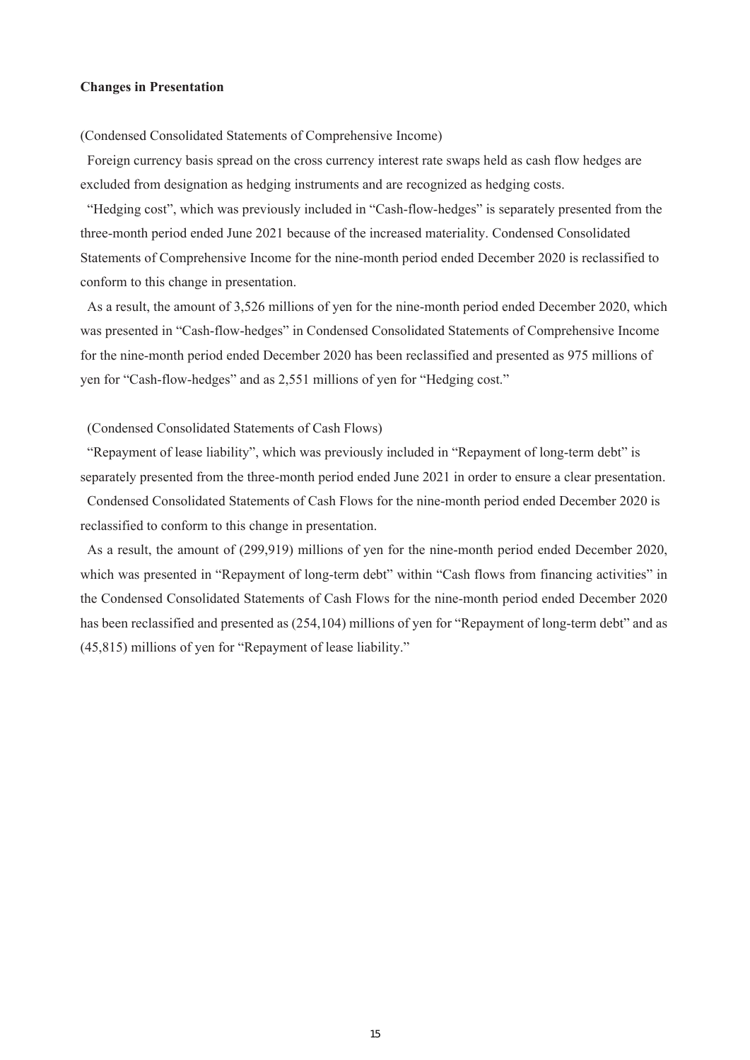**Changes in Presentation**

(Condensed Consolidated Statements of Comprehensive Income)

Foreign currency basis spread on the cross currency interest rate swaps held as cash flow hedges are excluded from designation as hedging instruments and are recognized as hedging costs.

"Hedging cost", which was previously included in "Cash-flow-hedges" is separately presented from the three-month period ended June 2021 because of the increased materiality. Condensed Consolidated Statements of Comprehensive Income for the nine-month period ended December 2020 is reclassified to conform to this change in presentation.

As a result, the amount of 3,526 millions of yen for the nine-month period ended December 2020, which was presented in "Cash-flow-hedges" in Condensed Consolidated Statements of Comprehensive Income for the nine-month period ended December 2020 has been reclassified and presented as 975 millions of yen for "Cash-flow-hedges" and as 2,551 millions of yen for "Hedging cost."

(Condensed Consolidated Statements of Cash Flows)

"Repayment of lease liability", which was previously included in "Repayment of long-term debt" is separately presented from the three-month period ended June 2021 in order to ensure a clear presentation.

Condensed Consolidated Statements of Cash Flows for the nine-month period ended December 2020 is reclassified to conform to this change in presentation.

As a result, the amount of (299,919) millions of yen for the nine-month period ended December 2020, which was presented in "Repayment of long-term debt" within "Cash flows from financing activities" in the Condensed Consolidated Statements of Cash Flows for the nine-month period ended December 2020 has been reclassified and presented as (254,104) millions of yen for "Repayment of long-term debt" and as (45,815) millions of yen for "Repayment of lease liability."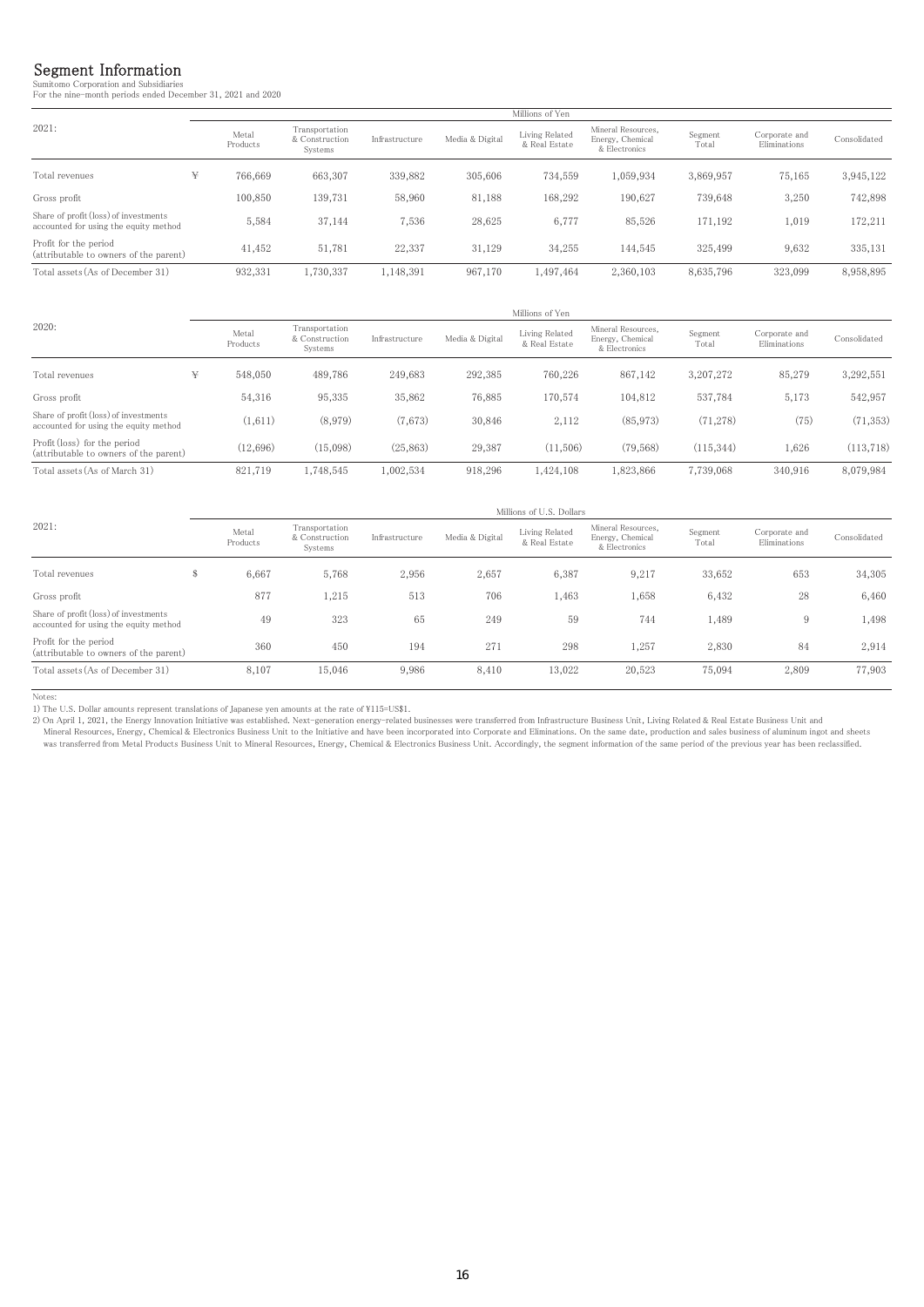# Segment Information

Sumitomo Corporation and Subsidiaries
For the nine-month periods ended December 31, 2021 and 2020

| 2021: | | Millions of Yen | | | | | | | | |
|---|---|---|---|---|---|---|---|---|---|---|
| | | Metal Products | Transportation & Construction Systems | Infrastructure | Media & Digital | Living Related & Real Estate | Mineral Resources, Energy, Chemical & Electronics | Segment Total | Corporate and Eliminations | Consolidated |
| Total revenues | ¥ | 766,669 | 663,307 | 339,882 | 305,606 | 734,559 | 1,059,934 | 3,869,957 | 75,165 | 3,945,122 |
| Gross profit | | 100,850 | 139,731 | 58,960 | 81,188 | 168,292 | 190,627 | 739,648 | 3,250 | 742,898 |
| Share of profit (loss) of investments accounted for using the equity method | | 5,584 | 37,144 | 7,536 | 28,625 | 6,777 | 85,526 | 171,192 | 1,019 | 172,211 |
| Profit for the period (attributable to owners of the parent) | | 41,452 | 51,781 | 22,337 | 31,129 | 34,255 | 144,545 | 325,499 | 9,632 | 335,131 |
| Total assets (As of December 31) | | 932,331 | 1,730,337 | 1,148,391 | 967,170 | 1,497,464 | 2,360,103 | 8,635,796 | 323,099 | 8,958,895 |

| 2020: | | Millions of Yen | | | | | | | | |
|---|---|---|---|---|---|---|---|---|---|---|
| | | Metal Products | Transportation & Construction Systems | Infrastructure | Media & Digital | Living Related & Real Estate | Mineral Resources, Energy, Chemical & Electronics | Segment Total | Corporate and Eliminations | Consolidated |
| Total revenues | ¥ | 548,050 | 489,786 | 249,683 | 292,385 | 760,226 | 867,142 | 3,207,272 | 85,279 | 3,292,551 |
| Gross profit | | 54,316 | 95,335 | 35,862 | 76,885 | 170,574 | 104,812 | 537,784 | 5,173 | 542,957 |
| Share of profit (loss) of investments accounted for using the equity method | | (1,611) | (8,979) | (7,673) | 30,846 | 2,112 | (85,973) | (71,278) | (75) | (71,353) |
| Profit (loss) for the period (attributable to owners of the parent) | | (12,696) | (15,098) | (25,863) | 29,387 | (11,506) | (79,568) | (115,344) | 1,626 | (113,718) |
| Total assets (As of March 31) | | 821,719 | 1,748,545 | 1,002,534 | 918,296 | 1,424,108 | 1,823,866 | 7,739,068 | 340,916 | 8,079,984 |

| 2021: | | Millions of U.S. Dollars | | | | | | | | |
|---|---|---|---|---|---|---|---|---|---|---|
| | | Metal Products | Transportation & Construction Systems | Infrastructure | Media & Digital | Living Related & Real Estate | Mineral Resources, Energy, Chemical & Electronics | Segment Total | Corporate and Eliminations | Consolidated |
| Total revenues | $ | 6,667 | 5,768 | 2,956 | 2,657 | 6,387 | 9,217 | 33,652 | 653 | 34,305 |
| Gross profit | | 877 | 1,215 | 513 | 706 | 1,463 | 1,658 | 6,432 | 28 | 6,460 |
| Share of profit (loss) of investments accounted for using the equity method | | 49 | 323 | 65 | 249 | 59 | 744 | 1,489 | 9 | 1,498 |
| Profit for the period (attributable to owners of the parent) | | 360 | 450 | 194 | 271 | 298 | 1,257 | 2,830 | 84 | 2,914 |
| Total assets (As of December 31) | | 8,107 | 15,046 | 9,986 | 8,410 | 13,022 | 20,523 | 75,094 | 2,809 | 77,903 |

Notes:

1) The U.S. Dollar amounts represent translations of Japanese yen amounts at the rate of ¥115=US$1.

2) On April 1, 2021, the Energy Innovation Initiative was established. Next-generation energy-related businesses were transferred from Infrastructure Business Unit, Living Related & Real Estate Business Unit and Mineral Resources, Energy, Chemical & Electronics Business Unit to the Initiative and have been incorporated into Corporate and Eliminations. On the same date, production and sales business of aluminum ingot and sheets was transferred from Metal Products Business Unit to Mineral Resources, Energy, Chemical & Electronics Business Unit. Accordingly, the segment information of the same period of the previous year has been reclassified.